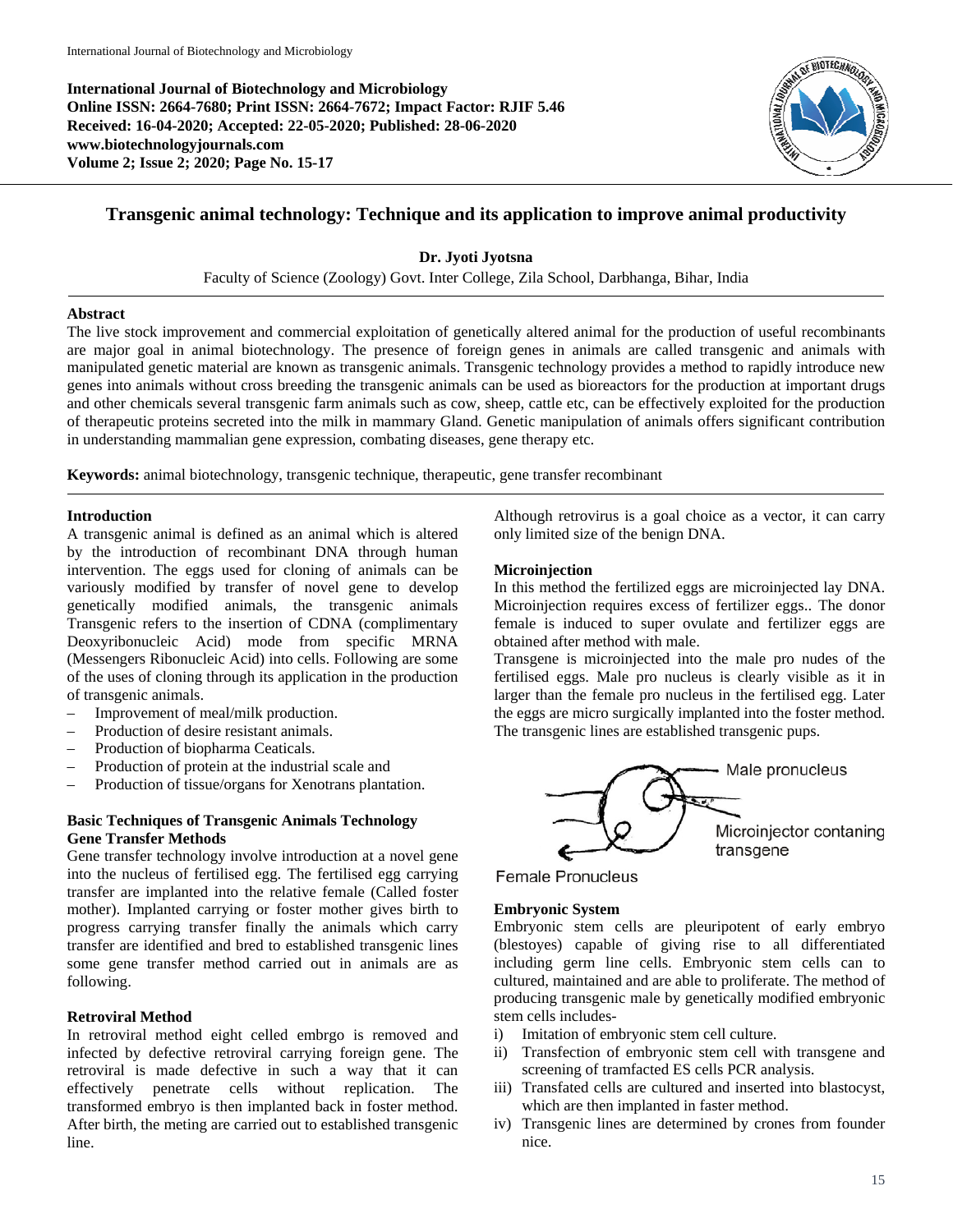International Journal of Biotechnology and Microbiology
Online ISSN: 2664-7680; Print ISSN: 2664-7672; Impact Factor: RJIF 5.46
Received: 16-04-2020; Accepted: 22-05-2020; Published: 28-06-2020
www.biotechnologyjournals.com
Volume 2; Issue 2; 2020; Page No. 15-17

# Transgenic animal technology: Technique and its application to improve animal productivity

**Dr. Jyoti Jyotsna**

Faculty of Science (Zoology) Govt. Inter College, Zila School, Darbhanga, Bihar, India

## Abstract

The live stock improvement and commercial exploitation of genetically altered animal for the production of useful recombinants are major goal in animal biotechnology. The presence of foreign genes in animals are called transgenic and animals with manipulated genetic material are known as transgenic animals. Transgenic technology provides a method to rapidly introduce new genes into animals without cross breeding the transgenic animals can be used as bioreactors for the production at important drugs and other chemicals several transgenic farm animals such as cow, sheep, cattle etc, can be effectively exploited for the production of therapeutic proteins secreted into the milk in mammary Gland. Genetic manipulation of animals offers significant contribution in understanding mammalian gene expression, combating diseases, gene therapy etc.

**Keywords:** animal biotechnology, transgenic technique, therapeutic, gene transfer recombinant

## Introduction

A transgenic animal is defined as an animal which is altered by the introduction of recombinant DNA through human intervention. The eggs used for cloning of animals can be variously modified by transfer of novel gene to develop genetically modified animals, the transgenic animals Transgenic refers to the insertion of CDNA (complimentary Deoxyribonucleic Acid) mode from specific MRNA (Messengers Ribonucleic Acid) into cells. Following are some of the uses of cloning through its application in the production of transgenic animals.

- Improvement of meal/milk production.
- Production of desire resistant animals.
- Production of biopharma Ceaticals.
- Production of protein at the industrial scale and
- Production of tissue/organs for Xenotrans plantation.

## Basic Techniques of Transgenic Animals Technology

### Gene Transfer Methods

Gene transfer technology involve introduction at a novel gene into the nucleus of fertilised egg. The fertilised egg carrying transfer are implanted into the relative female (Called foster mother). Implanted carrying or foster mother gives birth to progress carrying transfer finally the animals which carry transfer are identified and bred to established transgenic lines some gene transfer method carried out in animals are as following.

### Retroviral Method

In retroviral method eight celled embrgo is removed and infected by defective retroviral carrying foreign gene. The retroviral is made defective in such a way that it can effectively penetrate cells without replication. The transformed embryo is then implanted back in foster method. After birth, the meting are carried out to established transgenic line.

Although retrovirus is a goal choice as a vector, it can carry only limited size of the benign DNA.

### Microinjection

In this method the fertilized eggs are microinjected lay DNA. Microinjection requires excess of fertilizer eggs.. The donor female is induced to super ovulate and fertilizer eggs are obtained after method with male.

Transgene is microinjected into the male pro nudes of the fertilised eggs. Male pro nucleus is clearly visible as it in larger than the female pro nucleus in the fertilised egg. Later the eggs are micro surgically implanted into the foster method. The transgenic lines are established transgenic pups.

Male pronucleus

Microinjector contaning transgene

Female Pronucleus

### Embryonic System

Embryonic stem cells are pleuripotent of early embryo (blestoyes) capable of giving rise to all differentiated including germ line cells. Embryonic stem cells can to cultured, maintained and are able to proliferate. The method of producing transgenic male by genetically modified embryonic stem cells includes-

i) Imitation of embryonic stem cell culture.
ii) Transfection of embryonic stem cell with transgene and screening of tramfacted ES cells PCR analysis.
iii) Transfated cells are cultured and inserted into blastocyst, which are then implanted in faster method.
iv) Transgenic lines are determined by crones from founder nice.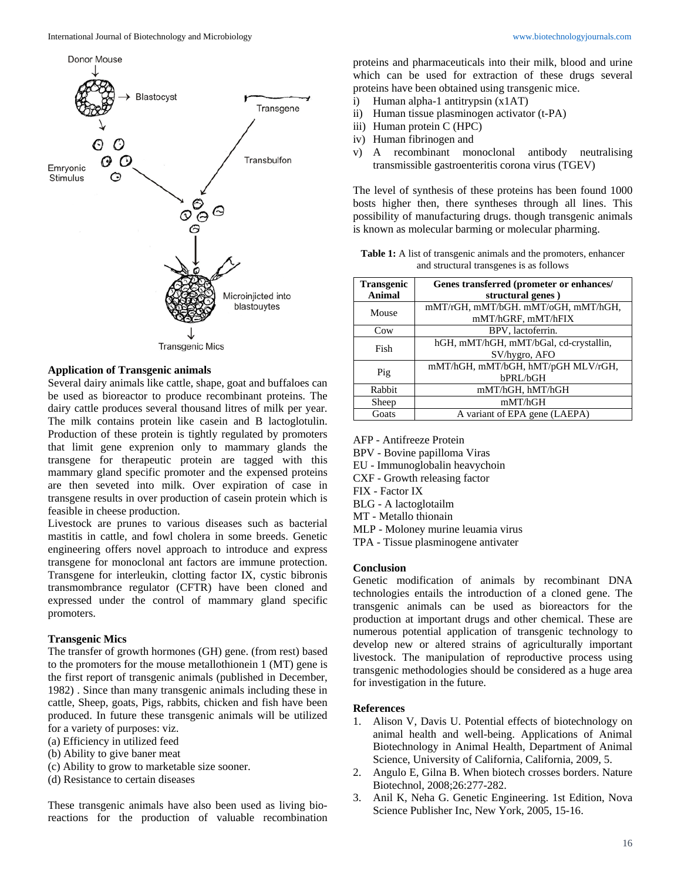Donor Mouse

Blastocyst

Transgene

Emryonic Stimulus

Transbulfon

Microinjicted into blastouytes

Transgenic Mics

## Application of Transgenic animals

Several dairy animals like cattle, shape, goat and buffaloes can be used as bioreactor to produce recombinant proteins. The dairy cattle produces several thousand litres of milk per year. The milk contains protein like casein and B lactoglotulin. Production of these protein is tightly regulated by promoters that limit gene exprenion only to mammary glands the transgene for therapeutic protein are tagged with this mammary gland specific promoter and the expensed proteins are then seveted into milk. Over expiration of case in transgene results in over production of casein protein which is feasible in cheese production.

Livestock are prunes to various diseases such as bacterial mastitis in cattle, and fowl cholera in some breeds. Genetic engineering offers novel approach to introduce and express transgene for monoclonal ant factors are immune protection. Transgene for interleukin, clotting factor IX, cystic bibronis transmombrance regulator (CFTR) have been cloned and expressed under the control of mammary gland specific promoters.

## Transgenic Mics

The transfer of growth hormones (GH) gene. (from rest) based to the promoters for the mouse metallothionein 1 (MT) gene is the first report of transgenic animals (published in December, 1982) . Since than many transgenic animals including these in cattle, Sheep, goats, Pigs, rabbits, chicken and fish have been produced. In future these transgenic animals will be utilized for a variety of purposes: viz.

(a) Efficiency in utilized feed
(b) Ability to give baner meat
(c) Ability to grow to marketable size sooner.
(d) Resistance to certain diseases

These transgenic animals have also been used as living bio-reactions for the production of valuable recombination proteins and pharmaceuticals into their milk, blood and urine which can be used for extraction of these drugs several proteins have been obtained using transgenic mice.

i) Human alpha-1 antitrypsin (x1AT)
ii) Human tissue plasminogen activator (t-PA)
iii) Human protein C (HPC)
iv) Human fibrinogen and
v) A recombinant monoclonal antibody neutralising transmissible gastroenteritis corona virus (TGEV)

The level of synthesis of these proteins has been found 1000 bosts higher then, there syntheses through all lines. This possibility of manufacturing drugs. though transgenic animals is known as molecular barming or molecular pharming.

**Table 1:** A list of transgenic animals and the promoters, enhancer and structural transgenes is as follows

| Transgenic Animal | Genes transferred (prometer or enhances/ structural genes ) |
|---|---|
| Mouse | mMT/rGH, mMT/bGH. mMT/oGH, mMT/hGH, mMT/hGRF, mMT/hFIX |
| Cow | BPV, lactoferrin. |
| Fish | hGH, mMT/hGH, mMT/bGal, cd-crystallin, SV/hygro, AFO |
| Pig | mMT/hGH, mMT/bGH, hMT/pGH MLV/rGH, bPRL/bGH |
| Rabbit | mMT/hGH, hMT/hGH |
| Sheep | mMT/hGH |
| Goats | A variant of EPA gene (LAEPA) |

AFP - Antifreeze Protein
BPV - Bovine papilloma Viras
EU - Immunoglobalin heavychoin
CXF - Growth releasing factor
FIX - Factor IX
BLG - A lactoglotailm
MT - Metallo thionain
MLP - Moloney murine leuamia virus
TPA - Tissue plasminogene antivater

## Conclusion

Genetic modification of animals by recombinant DNA technologies entails the introduction of a cloned gene. The transgenic animals can be used as bioreactors for the production at important drugs and other chemical. These are numerous potential application of transgenic technology to develop new or altered strains of agriculturally important livestock. The manipulation of reproductive process using transgenic methodologies should be considered as a huge area for investigation in the future.

## References

1. Alison V, Davis U. Potential effects of biotechnology on animal health and well-being. Applications of Animal Biotechnology in Animal Health, Department of Animal Science, University of California, California, 2009, 5.
2. Angulo E, Gilna B. When biotech crosses borders. Nature Biotechnol, 2008;26:277-282.
3. Anil K, Neha G. Genetic Engineering. 1st Edition, Nova Science Publisher Inc, New York, 2005, 15-16.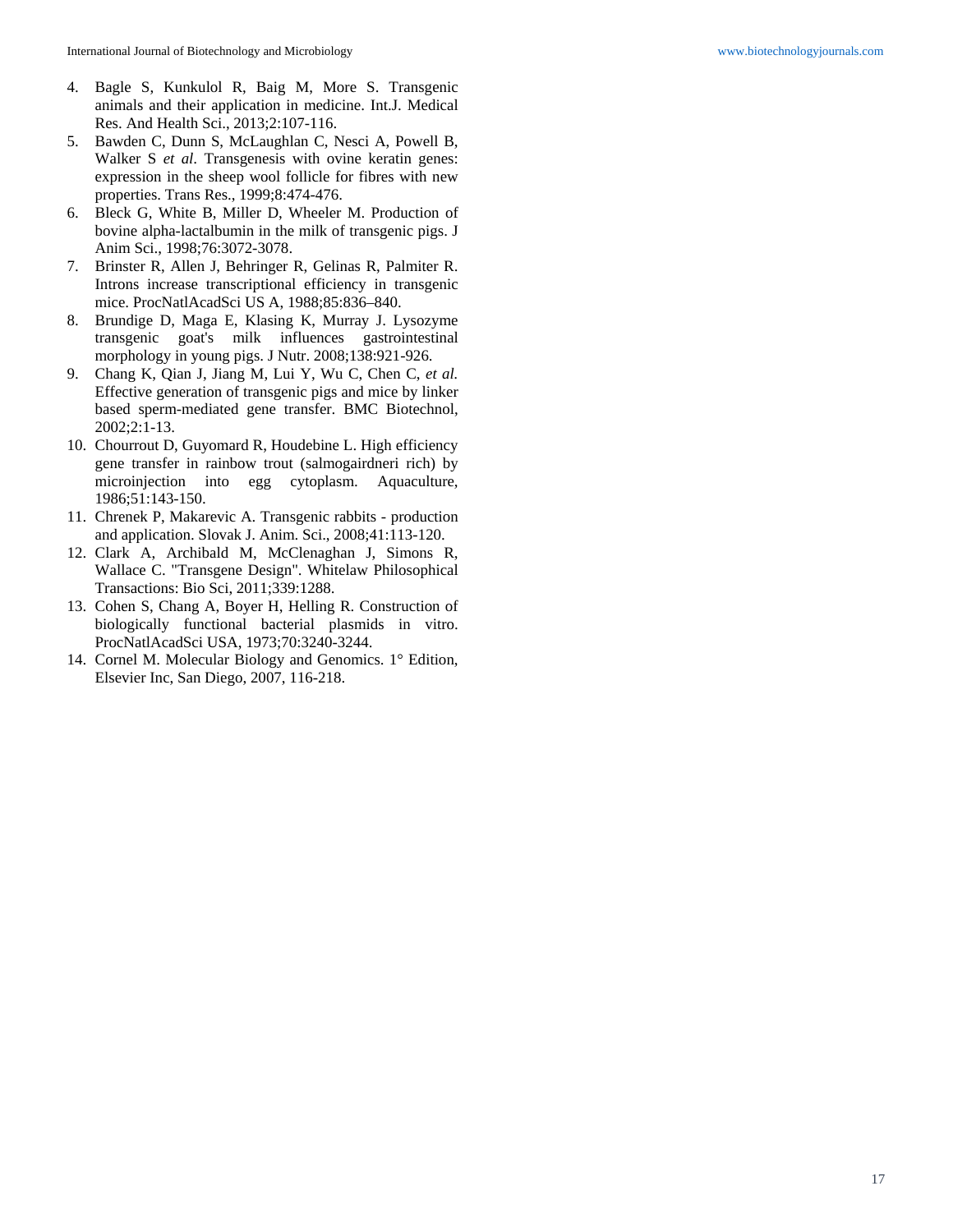4. Bagle S, Kunkulol R, Baig M, More S. Transgenic animals and their application in medicine. Int.J. Medical Res. And Health Sci., 2013;2:107-116.
5. Bawden C, Dunn S, McLaughlan C, Nesci A, Powell B, Walker S *et al*. Transgenesis with ovine keratin genes: expression in the sheep wool follicle for fibres with new properties. Trans Res., 1999;8:474-476.
6. Bleck G, White B, Miller D, Wheeler M. Production of bovine alpha-lactalbumin in the milk of transgenic pigs. J Anim Sci., 1998;76:3072-3078.
7. Brinster R, Allen J, Behringer R, Gelinas R, Palmiter R. Introns increase transcriptional efficiency in transgenic mice. ProcNatlAcadSci US A, 1988;85:836–840.
8. Brundige D, Maga E, Klasing K, Murray J. Lysozyme transgenic goat's milk influences gastrointestinal morphology in young pigs. J Nutr. 2008;138:921-926.
9. Chang K, Qian J, Jiang M, Lui Y, Wu C, Chen C, *et al.* Effective generation of transgenic pigs and mice by linker based sperm-mediated gene transfer. BMC Biotechnol, 2002;2:1-13.
10. Chourrout D, Guyomard R, Houdebine L. High efficiency gene transfer in rainbow trout (salmogairdneri rich) by microinjection into egg cytoplasm. Aquaculture, 1986;51:143-150.
11. Chrenek P, Makarevic A. Transgenic rabbits - production and application. Slovak J. Anim. Sci., 2008;41:113-120.
12. Clark A, Archibald M, McClenaghan J, Simons R, Wallace C. "Transgene Design". Whitelaw Philosophical Transactions: Bio Sci, 2011;339:1288.
13. Cohen S, Chang A, Boyer H, Helling R. Construction of biologically functional bacterial plasmids in vitro. ProcNatlAcadSci USA, 1973;70:3240-3244.
14. Cornel M. Molecular Biology and Genomics. 1° Edition, Elsevier Inc, San Diego, 2007, 116-218.